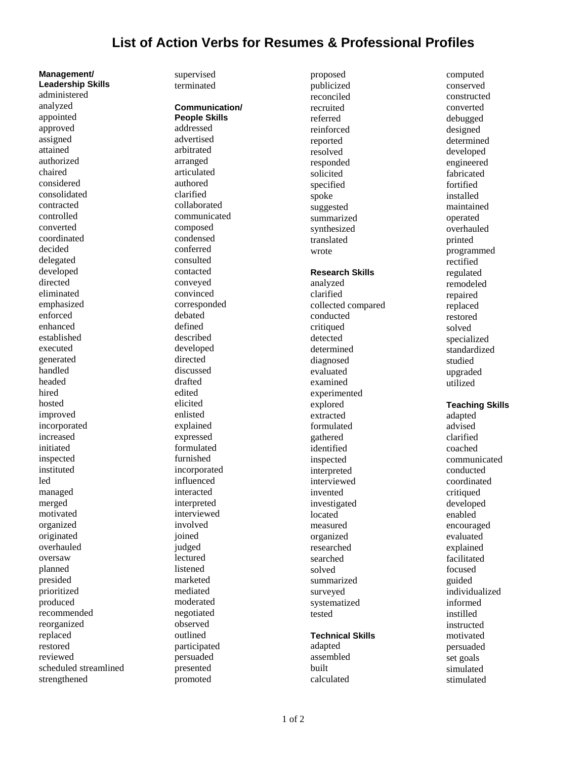# List of Action Verbs for Resumes & Professional Profiles

**Management/ Leadership Skills**

administered
analyzed
appointed
approved
assigned
attained
authorized
chaired
considered
consolidated
contracted
controlled
converted
coordinated
decided
delegated
developed
directed
eliminated
emphasized
enforced
enhanced
established
executed
generated
handled
headed
hired
hosted
improved
incorporated
increased
initiated
inspected
instituted
led
managed
merged
motivated
organized
originated
overhauled
oversaw
planned
presided
prioritized
produced
recommended
reorganized
replaced
restored
reviewed
scheduled streamlined
strengthened
supervised
terminated

**Communication/ People Skills**

addressed
advertised
arbitrated
arranged
articulated
authored
clarified
collaborated
communicated
composed
condensed
conferred
consulted
contacted
conveyed
convinced
corresponded
debated
defined
described
developed
directed
discussed
drafted
edited
elicited
enlisted
explained
expressed
formulated
furnished
incorporated
influenced
interacted
interpreted
interviewed
involved
joined
judged
lectured
listened
marketed
mediated
moderated
negotiated
observed
outlined
participated
persuaded
presented
promoted
proposed
publicized
reconciled
recruited
referred
reinforced
reported
resolved
responded
solicited
specified
spoke
suggested
summarized
synthesized
translated
wrote

**Research Skills**

analyzed
clarified
collected compared
conducted
critiqued
detected
determined
diagnosed
evaluated
examined
experimented
explored
extracted
formulated
gathered
identified
inspected
interpreted
interviewed
invented
investigated
located
measured
organized
researched
searched
solved
summarized
surveyed
systematized
tested

**Technical Skills**

adapted
assembled
built
calculated
computed
conserved
constructed
converted
debugged
designed
determined
developed
engineered
fabricated
fortified
installed
maintained
operated
overhauled
printed
programmed
rectified
regulated
remodeled
repaired
replaced
restored
solved
specialized
standardized
studied
upgraded
utilized

**Teaching Skills**

adapted
advised
clarified
coached
communicated
conducted
coordinated
critiqued
developed
enabled
encouraged
evaluated
explained
facilitated
focused
guided
individualized
informed
instilled
instructed
motivated
persuaded
set goals
simulated
stimulated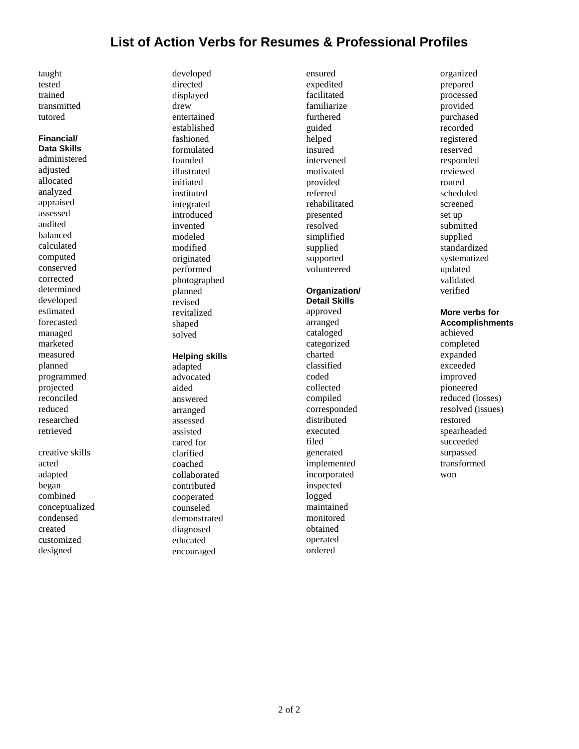# List of Action Verbs for Resumes & Professional Profiles

taught
tested
trained
transmitted
tutored

**Financial/ Data Skills**

administered
adjusted
allocated
analyzed
appraised
assessed
audited
balanced
calculated
computed
conserved
corrected
determined
developed
estimated
forecasted
managed
marketed
measured
planned
programmed
projected
reconciled
reduced
researched
retrieved

creative skills

acted
adapted
began
combined
conceptualized
condensed
created
customized
designed
developed
directed
displayed
drew
entertained
established
fashioned
formulated
founded
illustrated
initiated
instituted
integrated
introduced
invented
modeled
modified
originated
performed
photographed
planned
revised
revitalized
shaped
solved

**Helping skills**

adapted
advocated
aided
answered
arranged
assessed
assisted
cared for
clarified
coached
collaborated
contributed
cooperated
counseled
demonstrated
diagnosed
educated
encouraged
ensured
expedited
facilitated
familiarize
furthered
guided
helped
insured
intervened
motivated
provided
referred
rehabilitated
presented
resolved
simplified
supplied
supported
volunteered

**Organization/ Detail Skills**

approved
arranged
cataloged
categorized
charted
classified
coded
collected
compiled
corresponded
distributed
executed
filed
generated
implemented
incorporated
inspected
logged
maintained
monitored
obtained
operated
ordered
organized
prepared
processed
provided
purchased
recorded
registered
reserved
responded
reviewed
routed
scheduled
screened
set up
submitted
supplied
standardized
systematized
updated
validated
verified

**More verbs for Accomplishments**

achieved
completed
expanded
exceeded
improved
pioneered
reduced (losses)
resolved (issues)
restored
spearheaded
succeeded
surpassed
transformed
won